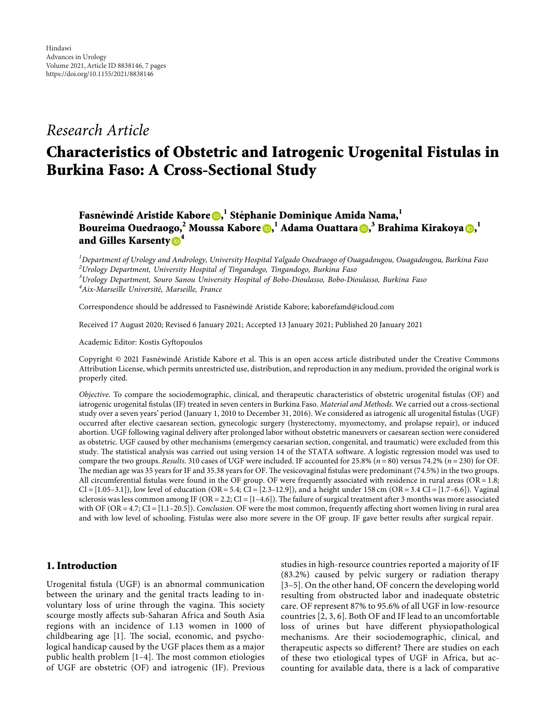Research Article

# Characteristics of Obstetric and Iatrogenic Urogenital Fistulas in Burkina Faso: A Cross-Sectional Study

**Fasnéwindé Aristide Kabore,[1] Stéphanie Dominique Amida Nama,[1] Boureima Ouedraogo,[2] Moussa Kabore,[1] Adama Ouattara,[3] Brahima Kirakoya,[1] and Gilles Karsenty[4]**

[1] *Department of Urology and Andrology, University Hospital Yalgado Ouedraogo of Ouagadougou, Ouagadougou, Burkina Faso*
[2] *Urology Department, University Hospital of Tingandogo, Tingandogo, Burkina Faso*
[3] *Urology Department, Souro Sanou University Hospital of Bobo-Dioulasso, Bobo-Dioulasso, Burkina Faso*
[4] *Aix-Marseille Université, Marseille, France*

Correspondence should be addressed to Fasnéwindé Aristide Kabore; kaborefamd@icloud.com

Received 17 August 2020; Revised 6 January 2021; Accepted 13 January 2021; Published 20 January 2021

Academic Editor: Kostis Gyftopoulos

Copyright © 2021 Fasnéwindé Aristide Kabore et al. This is an open access article distributed under the Creative Commons Attribution License, which permits unrestricted use, distribution, and reproduction in any medium, provided the original work is properly cited.

*Objective*. To compare the sociodemographic, clinical, and therapeutic characteristics of obstetric urogenital fistulas (OF) and iatrogenic urogenital fistulas (IF) treated in seven centers in Burkina Faso. *Material and Methods*. We carried out a cross-sectional study over a seven years' period (January 1, 2010 to December 31, 2016). We considered as iatrogenic all urogenital fistulas (UGF) occurred after elective caesarean section, gynecologic surgery (hysterectomy, myomectomy, and prolapse repair), or induced abortion. UGF following vaginal delivery after prolonged labor without obstetric maneuvers or caesarean section were considered as obstetric. UGF caused by other mechanisms (emergency caesarian section, congenital, and traumatic) were excluded from this study. The statistical analysis was carried out using version 14 of the STATA software. A logistic regression model was used to compare the two groups. *Results*. 310 cases of UGF were included. IF accounted for 25.8% ($n = 80$) versus 74.2% ($n = 230$) for OF. The median age was 35 years for IF and 35.38 years for OF. The vesicovaginal fistulas were predominant (74.5%) in the two groups. All circumferential fistulas were found in the OF group. OF were frequently associated with residence in rural areas (OR = 1.8; CI = [1.05–3.1]), low level of education (OR = 5.4; CI = [2.3–12.9]), and a height under 158 cm (OR = 3.4 CI = [1.7–6.6]). Vaginal sclerosis was less common among IF (OR = 2.2; CI = [1–4.6]). The failure of surgical treatment after 3 months was more associated with OF (OR = 4.7; CI = [1.1–20.5]). *Conclusion*. OF were the most common, frequently affecting short women living in rural area and with low level of schooling. Fistulas were also more severe in the OF group. IF gave better results after surgical repair.

## 1. Introduction

Urogenital fistula (UGF) is an abnormal communication between the urinary and the genital tracts leading to involuntary loss of urine through the vagina. This society scourge mostly affects sub-Saharan Africa and South Asia regions with an incidence of 1.13 women in 1000 of childbearing age [1]. The social, economic, and psychological handicap caused by the UGF places them as a major public health problem [1–4]. The most common etiologies of UGF are obstetric (OF) and iatrogenic (IF). Previous studies in high-resource countries reported a majority of IF (83.2%) caused by pelvic surgery or radiation therapy [3–5]. On the other hand, OF concern the developing world resulting from obstructed labor and inadequate obstetric care. OF represent 87% to 95.6% of all UGF in low-resource countries [2, 3, 6]. Both OF and IF lead to an uncomfortable loss of urines but have different physiopathological mechanisms. Are their sociodemographic, clinical, and therapeutic aspects so different? There are studies on each of these two etiological types of UGF in Africa, but accounting for available data, there is a lack of comparative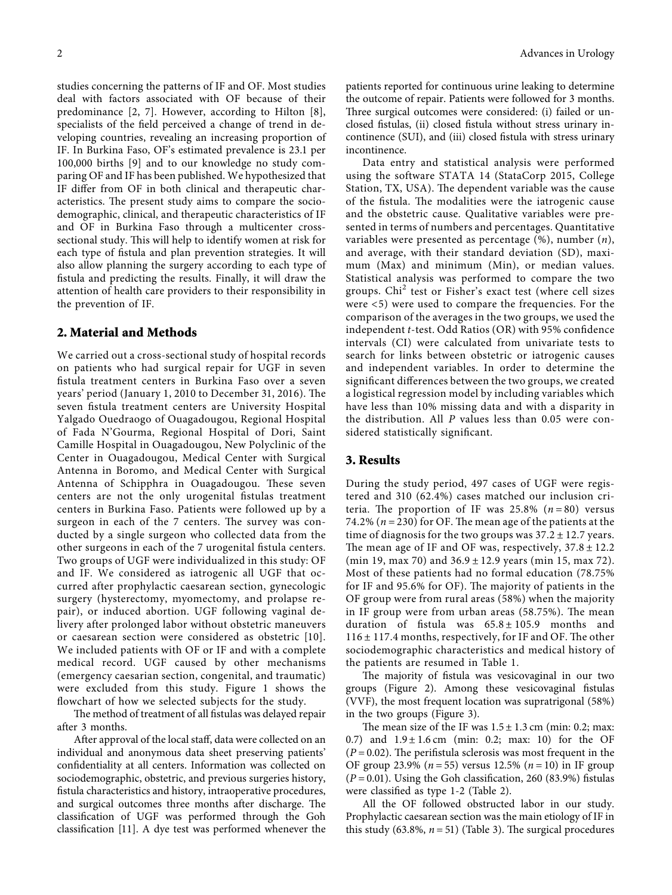studies concerning the patterns of IF and OF. Most studies deal with factors associated with OF because of their predominance [2, 7]. However, according to Hilton [8], specialists of the field perceived a change of trend in developing countries, revealing an increasing proportion of IF. In Burkina Faso, OF's estimated prevalence is 23.1 per 100,000 births [9] and to our knowledge no study comparing OF and IF has been published. We hypothesized that IF differ from OF in both clinical and therapeutic characteristics. The present study aims to compare the sociodemographic, clinical, and therapeutic characteristics of IF and OF in Burkina Faso through a multicenter cross-sectional study. This will help to identify women at risk for each type of fistula and plan prevention strategies. It will also allow planning the surgery according to each type of fistula and predicting the results. Finally, it will draw the attention of health care providers to their responsibility in the prevention of IF.

## 2. Material and Methods

We carried out a cross-sectional study of hospital records on patients who had surgical repair for UGF in seven fistula treatment centers in Burkina Faso over a seven years' period (January 1, 2010 to December 31, 2016). The seven fistula treatment centers are University Hospital Yalgado Ouedraogo of Ouagadougou, Regional Hospital of Fada N'Gourma, Regional Hospital of Dori, Saint Camille Hospital in Ouagadougou, New Polyclinic of the Center in Ouagadougou, Medical Center with Surgical Antenna in Boromo, and Medical Center with Surgical Antenna of Schipphra in Ouagadougou. These seven centers are not the only urogenital fistulas treatment centers in Burkina Faso. Patients were followed up by a surgeon in each of the 7 centers. The survey was conducted by a single surgeon who collected data from the other surgeons in each of the 7 urogenital fistula centers. Two groups of UGF were individualized in this study: OF and IF. We considered as iatrogenic all UGF that occurred after prophylactic caesarean section, gynecologic surgery (hysterectomy, myomectomy, and prolapse repair), or induced abortion. UGF following vaginal delivery after prolonged labor without obstetric maneuvers or caesarean section were considered as obstetric [10]. We included patients with OF or IF and with a complete medical record. UGF caused by other mechanisms (emergency caesarian section, congenital, and traumatic) were excluded from this study. Figure 1 shows the flowchart of how we selected subjects for the study.

The method of treatment of all fistulas was delayed repair after 3 months.

After approval of the local staff, data were collected on an individual and anonymous data sheet preserving patients' confidentiality at all centers. Information was collected on sociodemographic, obstetric, and previous surgeries history, fistula characteristics and history, intraoperative procedures, and surgical outcomes three months after discharge. The classification of UGF was performed through the Goh classification [11]. A dye test was performed whenever the patients reported for continuous urine leaking to determine the outcome of repair. Patients were followed for 3 months. Three surgical outcomes were considered: (i) failed or unclosed fistulas, (ii) closed fistula without stress urinary incontinence (SUI), and (iii) closed fistula with stress urinary incontinence.

Data entry and statistical analysis were performed using the software STATA 14 (StataCorp 2015, College Station, TX, USA). The dependent variable was the cause of the fistula. The modalities were the iatrogenic cause and the obstetric cause. Qualitative variables were presented in terms of numbers and percentages. Quantitative variables were presented as percentage (%), number ($n$), and average, with their standard deviation (SD), maximum (Max) and minimum (Min), or median values. Statistical analysis was performed to compare the two groups. $\text{Chi}^2$ test or Fisher's exact test (where cell sizes were <5) were used to compare the frequencies. For the comparison of the averages in the two groups, we used the independent $t$-test. Odd Ratios (OR) with 95% confidence intervals (CI) were calculated from univariate tests to search for links between obstetric or iatrogenic causes and independent variables. In order to determine the significant differences between the two groups, we created a logistical regression model by including variables which have less than 10% missing data and with a disparity in the distribution. All $P$ values less than 0.05 were considered statistically significant.

## 3. Results

During the study period, 497 cases of UGF were registered and 310 (62.4%) cases matched our inclusion criteria. The proportion of IF was 25.8% ($n = 80$) versus 74.2% ($n = 230$) for OF. The mean age of the patients at the time of diagnosis for the two groups was $37.2 \pm 12.7$ years. The mean age of IF and OF was, respectively, $37.8 \pm 12.2$ (min 19, max 70) and $36.9 \pm 12.9$ years (min 15, max 72). Most of these patients had no formal education (78.75% for IF and 95.6% for OF). The majority of patients in the OF group were from rural areas (58%) when the majority in IF group were from urban areas (58.75%). The mean duration of fistula was $65.8 \pm 105.9$ months and $116 \pm 117.4$ months, respectively, for IF and OF. The other sociodemographic characteristics and medical history of the patients are resumed in Table 1.

The majority of fistula was vesicovaginal in our two groups (Figure 2). Among these vesicovaginal fistulas (VVF), the most frequent location was supratrigonal (58%) in the two groups (Figure 3).

The mean size of the IF was $1.5 \pm 1.3$ cm (min: 0.2; max: 0.7) and $1.9 \pm 1.6$ cm (min: 0.2; max: 10) for the OF ($P = 0.02$). The perifistula sclerosis was most frequent in the OF group 23.9% ($n = 55$) versus 12.5% ($n = 10$) in IF group ($P = 0.01$). Using the Goh classification, 260 (83.9%) fistulas were classified as type 1-2 (Table 2).

All the OF followed obstructed labor in our study. Prophylactic caesarean section was the main etiology of IF in this study (63.8%, $n = 51$) (Table 3). The surgical procedures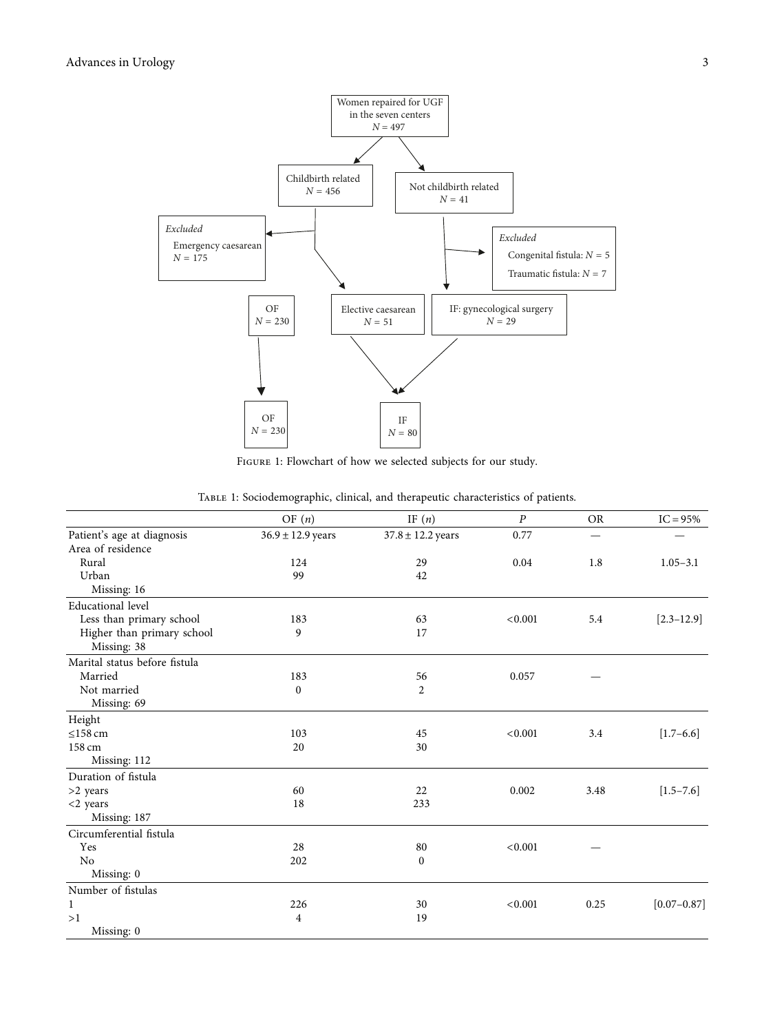Women repaired for UGF in the seven centers $N = 497$

Childbirth related $N = 456$

Not childbirth related $N = 41$

*Excluded*
Emergency caesarean $N = 175$

*Excluded*
Congenital fistula: $N = 5$
Traumatic fistula: $N = 7$

OF $N = 230$

Elective caesarean $N = 51$

IF: gynecological surgery $N = 29$

OF $N = 230$

IF $N = 80$

Figure 1: Flowchart of how we selected subjects for our study.

Table 1: Sociodemographic, clinical, and therapeutic characteristics of patients.

| | OF ($n$) | IF ($n$) | $P$ | OR | IC = 95% |
|---|---|---|---|---|---|
| Patient's age at diagnosis | $36.9 \pm 12.9$ years | $37.8 \pm 12.2$ years | 0.77 | — | — |
| Area of residence | | | | | |
| Rural | 124 | 29 | 0.04 | 1.8 | 1.05–3.1 |
| Urban | 99 | 42 | | | |
| Missing: 16 | | | | | |
| Educational level | | | | | |
| Less than primary school | 183 | 63 | <0.001 | 5.4 | [2.3–12.9] |
| Higher than primary school | 9 | 17 | | | |
| Missing: 38 | | | | | |
| Marital status before fistula | | | | | |
| Married | 183 | 56 | 0.057 | — | |
| Not married | 0 | 2 | | | |
| Missing: 69 | | | | | |
| Height | | | | | |
| ≤158 cm | 103 | 45 | <0.001 | 3.4 | [1.7–6.6] |
| 158 cm | 20 | 30 | | | |
| Missing: 112 | | | | | |
| Duration of fistula | | | | | |
| >2 years | 60 | 22 | 0.002 | 3.48 | [1.5–7.6] |
| <2 years | 18 | 233 | | | |
| Missing: 187 | | | | | |
| Circumferential fistula | | | | | |
| Yes | 28 | 80 | <0.001 | — | |
| No | 202 | 0 | | | |
| Missing: 0 | | | | | |
| Number of fistulas | | | | | |
| 1 | 226 | 30 | <0.001 | 0.25 | [0.07–0.87] |
| >1 | 4 | 19 | | | |
| Missing: 0 | | | | | |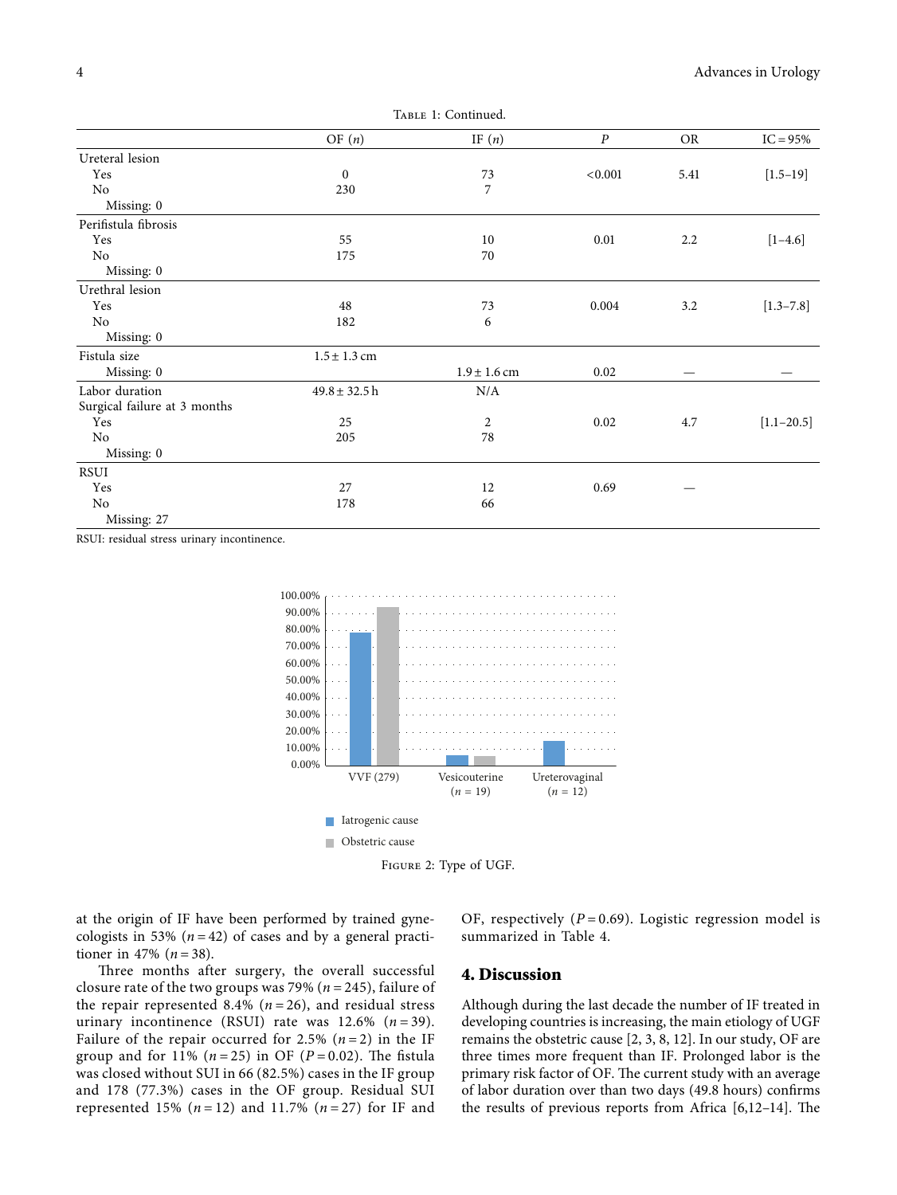Table 1: Continued.

|  | OF (n) | IF (n) | P | OR | IC = 95% |
|---|---|---|---|---|---|
| Ureteral lesion |  |  |  |  |  |
| Yes | 0 | 73 | <0.001 | 5.41 | [1.5–19] |
| No | 230 | 7 |  |  |  |
| Missing: 0 |  |  |  |  |  |
| Perifistula fibrosis |  |  |  |  |  |
| Yes | 55 | 10 | 0.01 | 2.2 | [1–4.6] |
| No | 175 | 70 |  |  |  |
| Missing: 0 |  |  |  |  |  |
| Urethral lesion |  |  |  |  |  |
| Yes | 48 | 73 | 0.004 | 3.2 | [1.3–7.8] |
| No | 182 | 6 |  |  |  |
| Missing: 0 |  |  |  |  |  |
| Fistula size | 1.5 ± 1.3 cm |  |  |  |  |
| Missing: 0 |  | 1.9 ± 1.6 cm | 0.02 | — | — |
| Labor duration | 49.8 ± 32.5 h | N/A |  |  |  |
| Surgical failure at 3 months |  |  |  |  |  |
| Yes | 25 | 2 | 0.02 | 4.7 | [1.1–20.5] |
| No | 205 | 78 |  |  |  |
| Missing: 0 |  |  |  |  |  |
| RSUI |  |  |  |  |  |
| Yes | 27 | 12 | 0.69 | — |  |
| No | 178 | 66 |  |  |  |
| Missing: 27 |  |  |  |  |  |

RSUI: residual stress urinary incontinence.

Figure 2: Type of UGF.

at the origin of IF have been performed by trained gynecologists in 53% ($n = 42$) of cases and by a general practitioner in 47% ($n = 38$).

Three months after surgery, the overall successful closure rate of the two groups was 79% ($n = 245$), failure of the repair represented 8.4% ($n = 26$), and residual stress urinary incontinence (RSUI) rate was 12.6% ($n = 39$). Failure of the repair occurred for 2.5% ($n = 2$) in the IF group and for 11% ($n = 25$) in OF ($P = 0.02$). The fistula was closed without SUI in 66 (82.5%) cases in the IF group and 178 (77.3%) cases in the OF group. Residual SUI represented 15% ($n = 12$) and 11.7% ($n = 27$) for IF and OF, respectively ($P = 0.69$). Logistic regression model is summarized in Table 4.

## 4. Discussion

Although during the last decade the number of IF treated in developing countries is increasing, the main etiology of UGF remains the obstetric cause [2, 3, 8, 12]. In our study, OF are three times more frequent than IF. Prolonged labor is the primary risk factor of OF. The current study with an average of labor duration over than two days (49.8 hours) confirms the results of previous reports from Africa [6,12–14]. The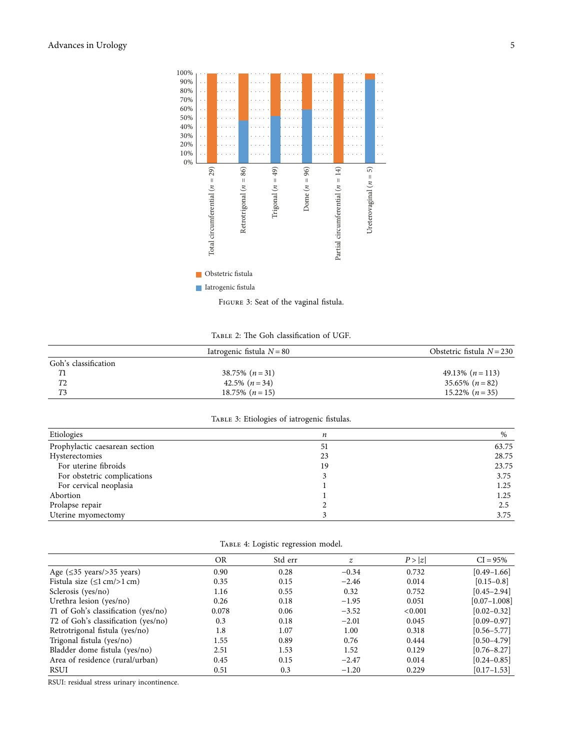Figure 3: Seat of the vaginal fistula.

Table 2: The Goh classification of UGF.

| | Iatrogenic fistula $N = 80$ | Obstetric fistula $N = 230$ |
|---|---|---|
| Goh's classification | | |
| *T*1 | 38.75% ($n = 31$) | 49.13% ($n = 113$) |
| *T*2 | 42.5% ($n = 34$) | 35.65% ($n = 82$) |
| *T*3 | 18.75% ($n = 15$) | 15.22% ($n = 35$) |

Table 3: Etiologies of iatrogenic fistulas.

| Etiologies | *n* | % |
|---|---|---|
| Prophylactic caesarean section | 51 | 63.75 |
| Hysterectomies | 23 | 28.75 |
| For uterine fibroids | 19 | 23.75 |
| For obstetric complications | 3 | 3.75 |
| For cervical neoplasia | 1 | 1.25 |
| Abortion | 1 | 1.25 |
| Prolapse repair | 2 | 2.5 |
| Uterine myomectomy | 3 | 3.75 |

Table 4: Logistic regression model.

| | OR | Std err | *z* | $P > \|z\|$ | CI = 95% |
|---|---|---|---|---|---|
| Age (≤35 years/>35 years) | 0.90 | 0.28 | −0.34 | 0.732 | [0.49–1.66] |
| Fistula size (≤1 cm/>1 cm) | 0.35 | 0.15 | −2.46 | 0.014 | [0.15–0.8] |
| Sclerosis (yes/no) | 1.16 | 0.55 | 0.32 | 0.752 | [0.45–2.94] |
| Urethra lesion (yes/no) | 0.26 | 0.18 | −1.95 | 0.051 | [0.07–1.008] |
| *T*1 of Goh's classification (yes/no) | 0.078 | 0.06 | −3.52 | <0.001 | [0.02–0.32] |
| *T*2 of Goh's classification (yes/no) | 0.3 | 0.18 | −2.01 | 0.045 | [0.09–0.97] |
| Retrotrigonal fistula (yes/no) | 1.8 | 1.07 | 1.00 | 0.318 | [0.56–5.77] |
| Trigonal fistula (yes/no) | 1.55 | 0.89 | 0.76 | 0.444 | [0.50–4.79] |
| Bladder dome fistula (yes/no) | 2.51 | 1.53 | 1.52 | 0.129 | [0.76–8.27] |
| Area of residence (rural/urban) | 0.45 | 0.15 | −2.47 | 0.014 | [0.24–0.85] |
| RSUI | 0.51 | 0.3 | −1.20 | 0.229 | [0.17–1.53] |

RSUI: residual stress urinary incontinence.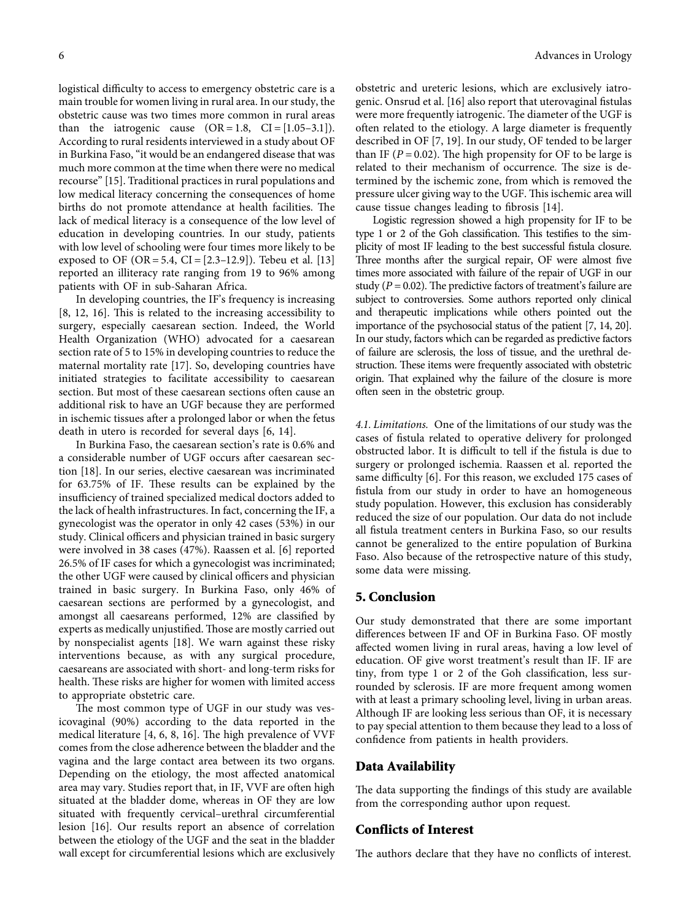logistical difficulty to access to emergency obstetric care is a main trouble for women living in rural area. In our study, the obstetric cause was two times more common in rural areas than the iatrogenic cause (OR = 1.8, CI = [1.05–3.1]). According to rural residents interviewed in a study about OF in Burkina Faso, "it would be an endangered disease that was much more common at the time when there were no medical recourse" [15]. Traditional practices in rural populations and low medical literacy concerning the consequences of home births do not promote attendance at health facilities. The lack of medical literacy is a consequence of the low level of education in developing countries. In our study, patients with low level of schooling were four times more likely to be exposed to OF (OR = 5.4, CI = [2.3–12.9]). Tebeu et al. [13] reported an illiteracy rate ranging from 19 to 96% among patients with OF in sub-Saharan Africa.

In developing countries, the IF's frequency is increasing [8, 12, 16]. This is related to the increasing accessibility to surgery, especially caesarean section. Indeed, the World Health Organization (WHO) advocated for a caesarean section rate of 5 to 15% in developing countries to reduce the maternal mortality rate [17]. So, developing countries have initiated strategies to facilitate accessibility to caesarean section. But most of these caesarean sections often cause an additional risk to have an UGF because they are performed in ischemic tissues after a prolonged labor or when the fetus death in utero is recorded for several days [6, 14].

In Burkina Faso, the caesarean section's rate is 0.6% and a considerable number of UGF occurs after caesarean section [18]. In our series, elective caesarean was incriminated for 63.75% of IF. These results can be explained by the insufficiency of trained specialized medical doctors added to the lack of health infrastructures. In fact, concerning the IF, a gynecologist was the operator in only 42 cases (53%) in our study. Clinical officers and physician trained in basic surgery were involved in 38 cases (47%). Raassen et al. [6] reported 26.5% of IF cases for which a gynecologist was incriminated; the other UGF were caused by clinical officers and physician trained in basic surgery. In Burkina Faso, only 46% of caesarean sections are performed by a gynecologist, and amongst all caesareans performed, 12% are classified by experts as medically unjustified. Those are mostly carried out by nonspecialist agents [18]. We warn against these risky interventions because, as with any surgical procedure, caesareans are associated with short- and long-term risks for health. These risks are higher for women with limited access to appropriate obstetric care.

The most common type of UGF in our study was vesicovaginal (90%) according to the data reported in the medical literature [4, 6, 8, 16]. The high prevalence of VVF comes from the close adherence between the bladder and the vagina and the large contact area between its two organs. Depending on the etiology, the most affected anatomical area may vary. Studies report that, in IF, VVF are often high situated at the bladder dome, whereas in OF they are low situated with frequently cervical–urethral circumferential lesion [16]. Our results report an absence of correlation between the etiology of the UGF and the seat in the bladder wall except for circumferential lesions which are exclusively obstetric and ureteric lesions, which are exclusively iatrogenic. Onsrud et al. [16] also report that uterovaginal fistulas were more frequently iatrogenic. The diameter of the UGF is often related to the etiology. A large diameter is frequently described in OF [7, 19]. In our study, OF tended to be larger than IF ($P = 0.02$). The high propensity for OF to be large is related to their mechanism of occurrence. The size is determined by the ischemic zone, from which is removed the pressure ulcer giving way to the UGF. This ischemic area will cause tissue changes leading to fibrosis [14].

Logistic regression showed a high propensity for IF to be type 1 or 2 of the Goh classification. This testifies to the simplicity of most IF leading to the best successful fistula closure. Three months after the surgical repair, OF were almost five times more associated with failure of the repair of UGF in our study ($P = 0.02$). The predictive factors of treatment's failure are subject to controversies. Some authors reported only clinical and therapeutic implications while others pointed out the importance of the psychosocial status of the patient [7, 14, 20]. In our study, factors which can be regarded as predictive factors of failure are sclerosis, the loss of tissue, and the urethral destruction. These items were frequently associated with obstetric origin. That explained why the failure of the closure is more often seen in the obstetric group.

*4.1. Limitations.* One of the limitations of our study was the cases of fistula related to operative delivery for prolonged obstructed labor. It is difficult to tell if the fistula is due to surgery or prolonged ischemia. Raassen et al. reported the same difficulty [6]. For this reason, we excluded 175 cases of fistula from our study in order to have an homogeneous study population. However, this exclusion has considerably reduced the size of our population. Our data do not include all fistula treatment centers in Burkina Faso, so our results cannot be generalized to the entire population of Burkina Faso. Also because of the retrospective nature of this study, some data were missing.

## 5. Conclusion

Our study demonstrated that there are some important differences between IF and OF in Burkina Faso. OF mostly affected women living in rural areas, having a low level of education. OF give worst treatment's result than IF. IF are tiny, from type 1 or 2 of the Goh classification, less surrounded by sclerosis. IF are more frequent among women with at least a primary schooling level, living in urban areas. Although IF are looking less serious than OF, it is necessary to pay special attention to them because they lead to a loss of confidence from patients in health providers.

## Data Availability

The data supporting the findings of this study are available from the corresponding author upon request.

## Conflicts of Interest

The authors declare that they have no conflicts of interest.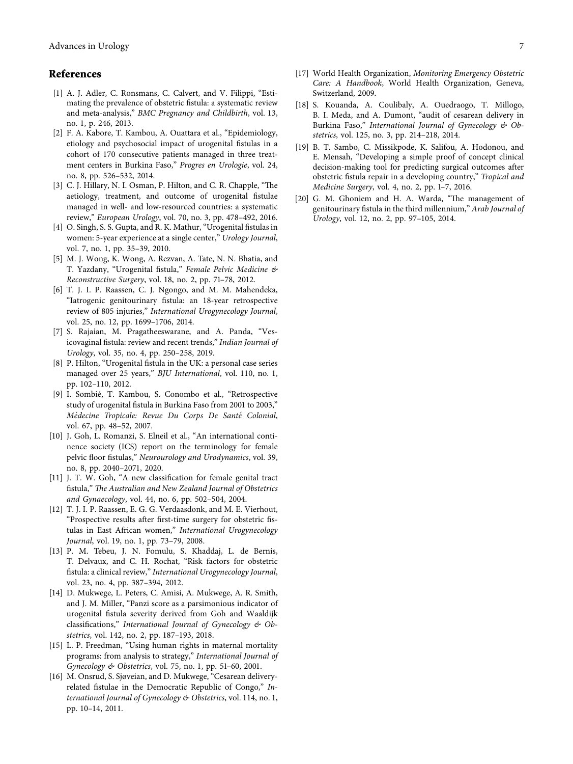## References

[1] A. J. Adler, C. Ronsmans, C. Calvert, and V. Filippi, "Estimating the prevalence of obstetric fistula: a systematic review and meta-analysis," *BMC Pregnancy and Childbirth*, vol. 13, no. 1, p. 246, 2013.

[2] F. A. Kabore, T. Kambou, A. Ouattara et al., "Epidemiology, etiology and psychosocial impact of urogenital fistulas in a cohort of 170 consecutive patients managed in three treatment centers in Burkina Faso," *Progres en Urologie*, vol. 24, no. 8, pp. 526–532, 2014.

[3] C. J. Hillary, N. I. Osman, P. Hilton, and C. R. Chapple, "The aetiology, treatment, and outcome of urogenital fistulae managed in well- and low-resourced countries: a systematic review," *European Urology*, vol. 70, no. 3, pp. 478–492, 2016.

[4] O. Singh, S. S. Gupta, and R. K. Mathur, "Urogenital fistulas in women: 5-year experience at a single center," *Urology Journal*, vol. 7, no. 1, pp. 35–39, 2010.

[5] M. J. Wong, K. Wong, A. Rezvan, A. Tate, N. N. Bhatia, and T. Yazdany, "Urogenital fistula," *Female Pelvic Medicine & Reconstructive Surgery*, vol. 18, no. 2, pp. 71–78, 2012.

[6] T. J. I. P. Raassen, C. J. Ngongo, and M. M. Mahendeka, "Iatrogenic genitourinary fistula: an 18-year retrospective review of 805 injuries," *International Urogynecology Journal*, vol. 25, no. 12, pp. 1699–1706, 2014.

[7] S. Rajaian, M. Pragatheeswarane, and A. Panda, "Vesicovaginal fistula: review and recent trends," *Indian Journal of Urology*, vol. 35, no. 4, pp. 250–258, 2019.

[8] P. Hilton, "Urogenital fistula in the UK: a personal case series managed over 25 years," *BJU International*, vol. 110, no. 1, pp. 102–110, 2012.

[9] I. Sombié, T. Kambou, S. Conombo et al., "Retrospective study of urogenital fistula in Burkina Faso from 2001 to 2003," *Médecine Tropicale: Revue Du Corps De Santé Colonial*, vol. 67, pp. 48–52, 2007.

[10] J. Goh, L. Romanzi, S. Elneil et al., "An international continence society (ICS) report on the terminology for female pelvic floor fistulas," *Neurourology and Urodynamics*, vol. 39, no. 8, pp. 2040–2071, 2020.

[11] J. T. W. Goh, "A new classification for female genital tract fistula," *The Australian and New Zealand Journal of Obstetrics and Gynaecology*, vol. 44, no. 6, pp. 502–504, 2004.

[12] T. J. I. P. Raassen, E. G. G. Verdaasdonk, and M. E. Vierhout, "Prospective results after first-time surgery for obstetric fistulas in East African women," *International Urogynecology Journal*, vol. 19, no. 1, pp. 73–79, 2008.

[13] P. M. Tebeu, J. N. Fomulu, S. Khaddaj, L. de Bernis, T. Delvaux, and C. H. Rochat, "Risk factors for obstetric fistula: a clinical review," *International Urogynecology Journal*, vol. 23, no. 4, pp. 387–394, 2012.

[14] D. Mukwege, L. Peters, C. Amisi, A. Mukwege, A. R. Smith, and J. M. Miller, "Panzi score as a parsimonious indicator of urogenital fistula severity derived from Goh and Waaldijk classifications," *International Journal of Gynecology & Obstetrics*, vol. 142, no. 2, pp. 187–193, 2018.

[15] L. P. Freedman, "Using human rights in maternal mortality programs: from analysis to strategy," *International Journal of Gynecology & Obstetrics*, vol. 75, no. 1, pp. 51–60, 2001.

[16] M. Onsrud, S. Sjøveian, and D. Mukwege, "Cesarean delivery-related fistulae in the Democratic Republic of Congo," *International Journal of Gynecology & Obstetrics*, vol. 114, no. 1, pp. 10–14, 2011.

[17] World Health Organization, *Monitoring Emergency Obstetric Care: A Handbook*, World Health Organization, Geneva, Switzerland, 2009.

[18] S. Kouanda, A. Coulibaly, A. Ouedraogo, T. Millogo, B. I. Meda, and A. Dumont, "audit of cesarean delivery in Burkina Faso," *International Journal of Gynecology & Obstetrics*, vol. 125, no. 3, pp. 214–218, 2014.

[19] B. T. Sambo, C. Missikpode, K. Salifou, A. Hodonou, and E. Mensah, "Developing a simple proof of concept clinical decision-making tool for predicting surgical outcomes after obstetric fistula repair in a developing country," *Tropical and Medicine Surgery*, vol. 4, no. 2, pp. 1–7, 2016.

[20] G. M. Ghoniem and H. A. Warda, "The management of genitourinary fistula in the third millennium," *Arab Journal of Urology*, vol. 12, no. 2, pp. 97–105, 2014.